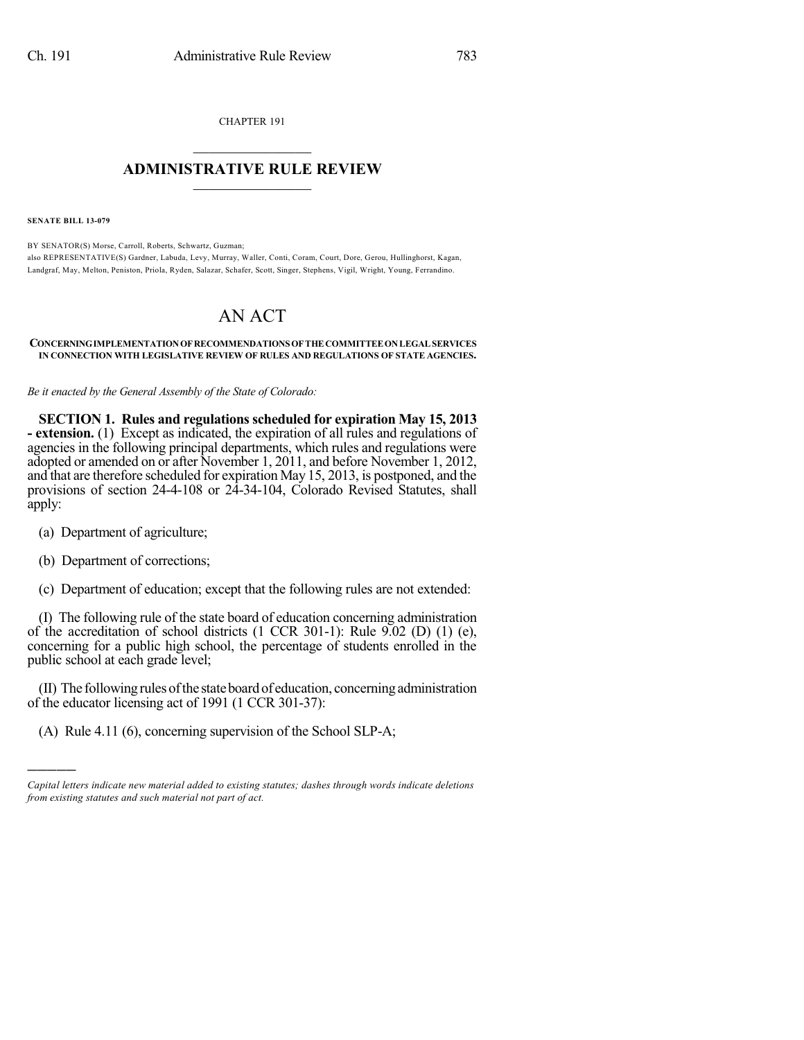CHAPTER 191

# ADMINISTRATIVE RULE REVIEW

**SENATE BILL 13-079**

BY SENATOR(S) Morse, Carroll, Roberts, Schwartz, Guzman;
also REPRESENTATIVE(S) Gardner, Labuda, Levy, Murray, Waller, Conti, Coram, Court, Dore, Gerou, Hullinghorst, Kagan, Landgraf, May, Melton, Peniston, Priola, Ryden, Salazar, Schafer, Scott, Singer, Stephens, Vigil, Wright, Young, Ferrandino.

# AN ACT

**CONCERNING IMPLEMENTATION OF RECOMMENDATIONS OF THE COMMITTEE ON LEGAL SERVICES IN CONNECTION WITH LEGISLATIVE REVIEW OF RULES AND REGULATIONS OF STATE AGENCIES.**

*Be it enacted by the General Assembly of the State of Colorado:*

**SECTION 1. Rules and regulations scheduled for expiration May 15, 2013 - extension.** (1) Except as indicated, the expiration of all rules and regulations of agencies in the following principal departments, which rules and regulations were adopted or amended on or after November 1, 2011, and before November 1, 2012, and that are therefore scheduled for expiration May 15, 2013, is postponed, and the provisions of section 24-4-108 or 24-34-104, Colorado Revised Statutes, shall apply:

(a) Department of agriculture;

(b) Department of corrections;

(c) Department of education; except that the following rules are not extended:

(I) The following rule of the state board of education concerning administration of the accreditation of school districts (1 CCR 301-1): Rule 9.02 (D) (1) (e), concerning for a public high school, the percentage of students enrolled in the public school at each grade level;

(II) The following rules of the state board of education, concerning administration of the educator licensing act of 1991 (1 CCR 301-37):

(A) Rule 4.11 (6), concerning supervision of the School SLP-A;

*Capital letters indicate new material added to existing statutes; dashes through words indicate deletions from existing statutes and such material not part of act.*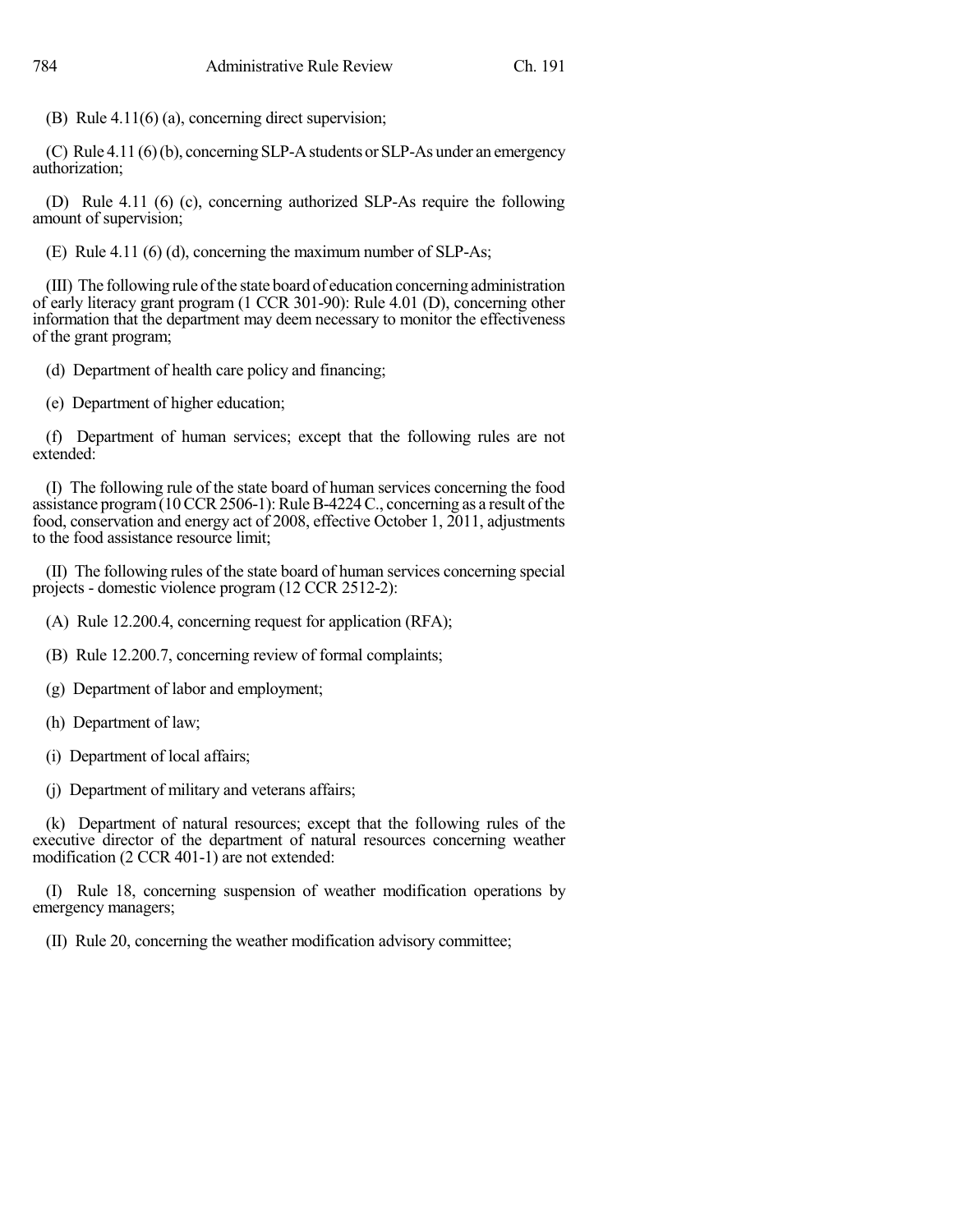(B) Rule 4.11(6) (a), concerning direct supervision;

(C) Rule 4.11 (6) (b), concerning SLP-A students or SLP-As under an emergency authorization;

(D) Rule 4.11 (6) (c), concerning authorized SLP-As require the following amount of supervision;

(E) Rule 4.11 (6) (d), concerning the maximum number of SLP-As;

(III) The following rule of the state board of education concerning administration of early literacy grant program (1 CCR 301-90): Rule 4.01 (D), concerning other information that the department may deem necessary to monitor the effectiveness of the grant program;

(d) Department of health care policy and financing;

(e) Department of higher education;

(f) Department of human services; except that the following rules are not extended:

(I) The following rule of the state board of human services concerning the food assistance program (10 CCR 2506-1): Rule B-4224 C., concerning as a result of the food, conservation and energy act of 2008, effective October 1, 2011, adjustments to the food assistance resource limit;

(II) The following rules of the state board of human services concerning special projects - domestic violence program (12 CCR 2512-2):

(A) Rule 12.200.4, concerning request for application (RFA);

(B) Rule 12.200.7, concerning review of formal complaints;

(g) Department of labor and employment;

(h) Department of law;

(i) Department of local affairs;

(j) Department of military and veterans affairs;

(k) Department of natural resources; except that the following rules of the executive director of the department of natural resources concerning weather modification (2 CCR 401-1) are not extended:

(I) Rule 18, concerning suspension of weather modification operations by emergency managers;

(II) Rule 20, concerning the weather modification advisory committee;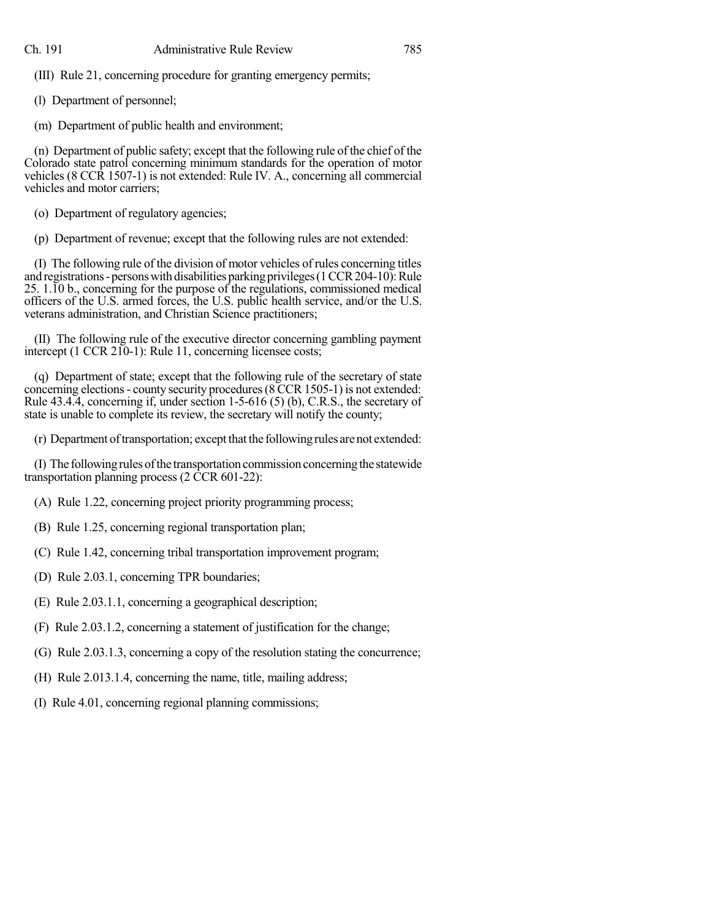(III) Rule 21, concerning procedure for granting emergency permits;

(l) Department of personnel;

(m) Department of public health and environment;

(n) Department of public safety; except that the following rule of the chief of the Colorado state patrol concerning minimum standards for the operation of motor vehicles (8 CCR 1507-1) is not extended: Rule IV. A., concerning all commercial vehicles and motor carriers;

(o) Department of regulatory agencies;

(p) Department of revenue; except that the following rules are not extended:

(I) The following rule of the division of motor vehicles of rules concerning titles and registrations - persons with disabilities parking privileges (1 CCR 204-10): Rule 25. 1.10 b., concerning for the purpose of the regulations, commissioned medical officers of the U.S. armed forces, the U.S. public health service, and/or the U.S. veterans administration, and Christian Science practitioners;

(II) The following rule of the executive director concerning gambling payment intercept (1 CCR 210-1): Rule 11, concerning licensee costs;

(q) Department of state; except that the following rule of the secretary of state concerning elections - county security procedures (8 CCR 1505-1) is not extended: Rule 43.4.4, concerning if, under section 1-5-616 (5) (b), C.R.S., the secretary of state is unable to complete its review, the secretary will notify the county;

(r) Department of transportation; except that the following rules are not extended:

(I) The following rules of the transportation commission concerning the statewide transportation planning process (2 CCR 601-22):

(A) Rule 1.22, concerning project priority programming process;

(B) Rule 1.25, concerning regional transportation plan;

(C) Rule 1.42, concerning tribal transportation improvement program;

(D) Rule 2.03.1, concerning TPR boundaries;

(E) Rule 2.03.1.1, concerning a geographical description;

(F) Rule 2.03.1.2, concerning a statement of justification for the change;

(G) Rule 2.03.1.3, concerning a copy of the resolution stating the concurrence;

(H) Rule 2.013.1.4, concerning the name, title, mailing address;

(I) Rule 4.01, concerning regional planning commissions;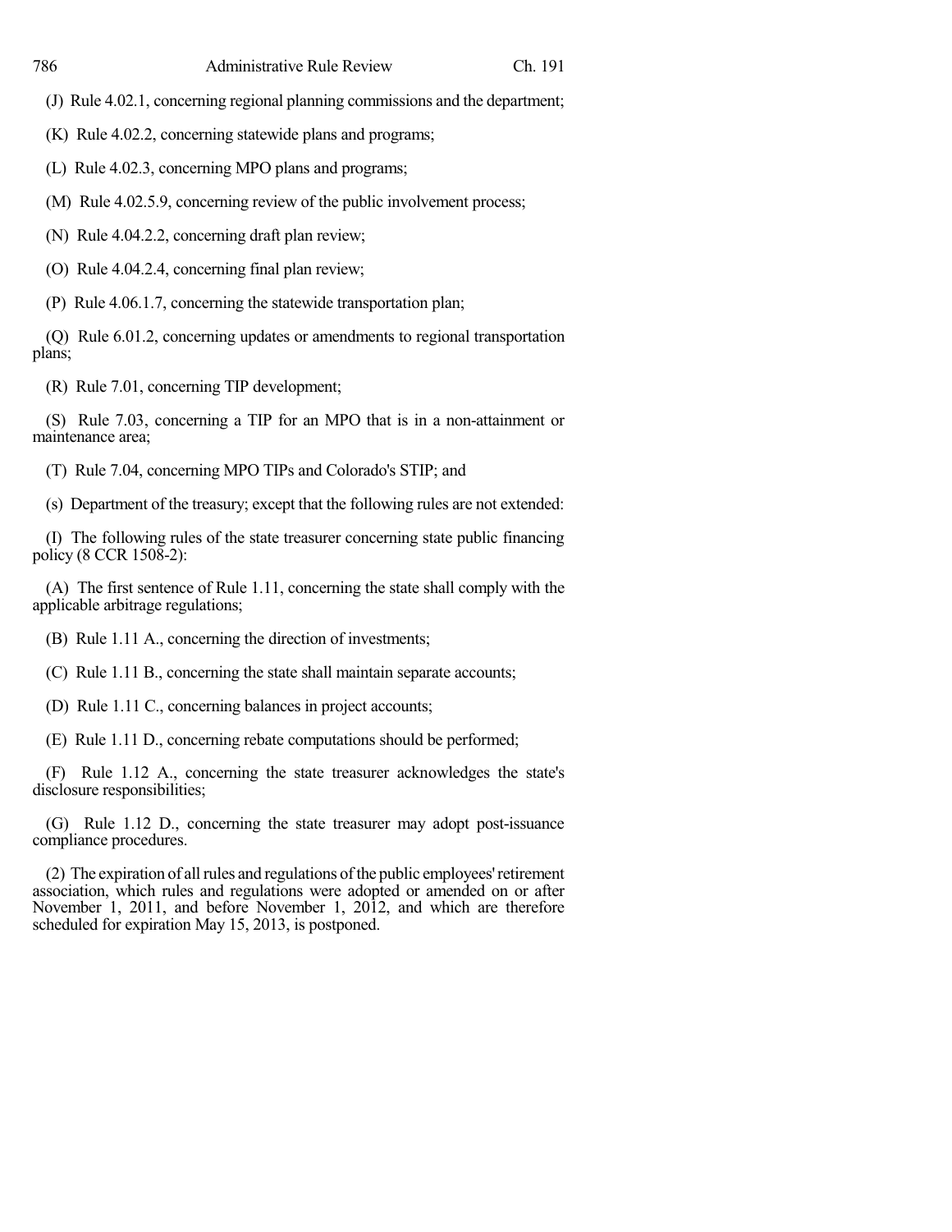(J) Rule 4.02.1, concerning regional planning commissions and the department;

(K) Rule 4.02.2, concerning statewide plans and programs;

(L) Rule 4.02.3, concerning MPO plans and programs;

(M) Rule 4.02.5.9, concerning review of the public involvement process;

(N) Rule 4.04.2.2, concerning draft plan review;

(O) Rule 4.04.2.4, concerning final plan review;

(P) Rule 4.06.1.7, concerning the statewide transportation plan;

(Q) Rule 6.01.2, concerning updates or amendments to regional transportation plans;

(R) Rule 7.01, concerning TIP development;

(S) Rule 7.03, concerning a TIP for an MPO that is in a non-attainment or maintenance area;

(T) Rule 7.04, concerning MPO TIPs and Colorado's STIP; and

(s) Department of the treasury; except that the following rules are not extended:

(I) The following rules of the state treasurer concerning state public financing policy (8 CCR 1508-2):

(A) The first sentence of Rule 1.11, concerning the state shall comply with the applicable arbitrage regulations;

(B) Rule 1.11 A., concerning the direction of investments;

(C) Rule 1.11 B., concerning the state shall maintain separate accounts;

(D) Rule 1.11 C., concerning balances in project accounts;

(E) Rule 1.11 D., concerning rebate computations should be performed;

(F) Rule 1.12 A., concerning the state treasurer acknowledges the state's disclosure responsibilities;

(G) Rule 1.12 D., concerning the state treasurer may adopt post-issuance compliance procedures.

(2) The expiration of all rules and regulations of the public employees' retirement association, which rules and regulations were adopted or amended on or after November 1, 2011, and before November 1, 2012, and which are therefore scheduled for expiration May 15, 2013, is postponed.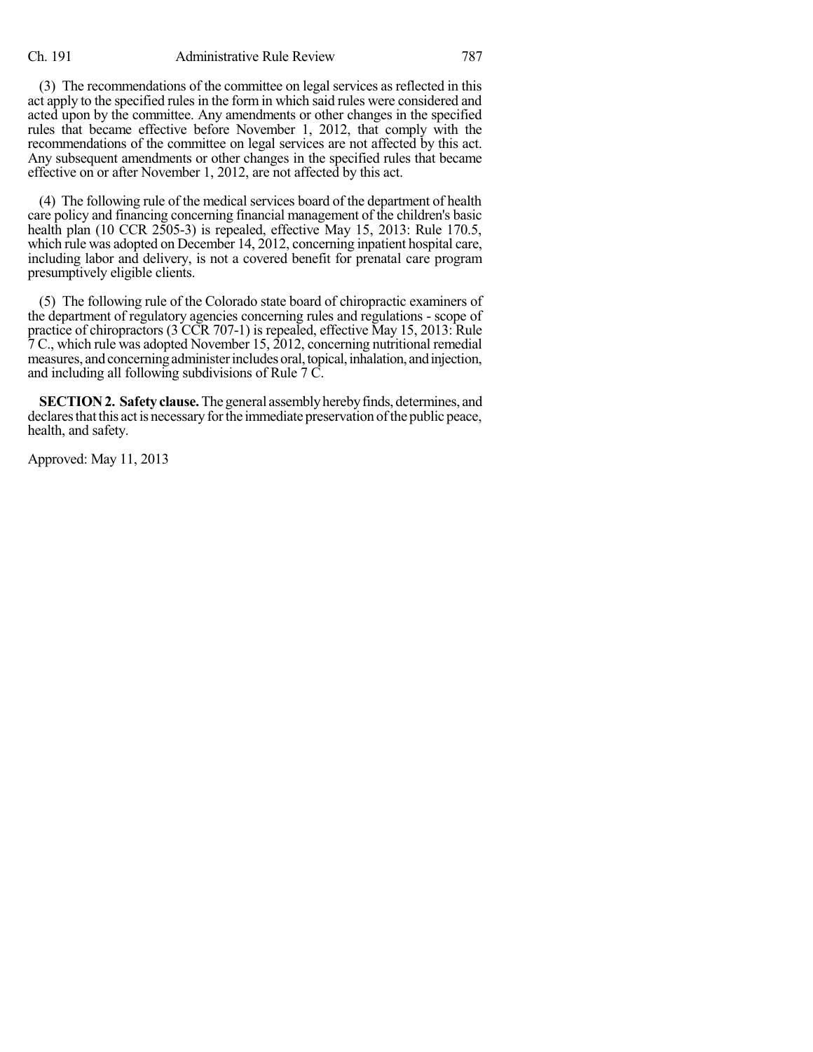(3) The recommendations of the committee on legal services as reflected in this act apply to the specified rules in the form in which said rules were considered and acted upon by the committee. Any amendments or other changes in the specified rules that became effective before November 1, 2012, that comply with the recommendations of the committee on legal services are not affected by this act. Any subsequent amendments or other changes in the specified rules that became effective on or after November 1, 2012, are not affected by this act.

(4) The following rule of the medical services board of the department of health care policy and financing concerning financial management of the children's basic health plan (10 CCR 2505-3) is repealed, effective May 15, 2013: Rule 170.5, which rule was adopted on December 14, 2012, concerning inpatient hospital care, including labor and delivery, is not a covered benefit for prenatal care program presumptively eligible clients.

(5) The following rule of the Colorado state board of chiropractic examiners of the department of regulatory agencies concerning rules and regulations - scope of practice of chiropractors (3 CCR 707-1) is repealed, effective May 15, 2013: Rule 7 C., which rule was adopted November 15, 2012, concerning nutritional remedial measures, and concerning administer includes oral, topical, inhalation, and injection, and including all following subdivisions of Rule 7 C.

**SECTION 2. Safety clause.** The general assembly hereby finds, determines, and declares that this act is necessary for the immediate preservation of the public peace, health, and safety.

Approved: May 11, 2013